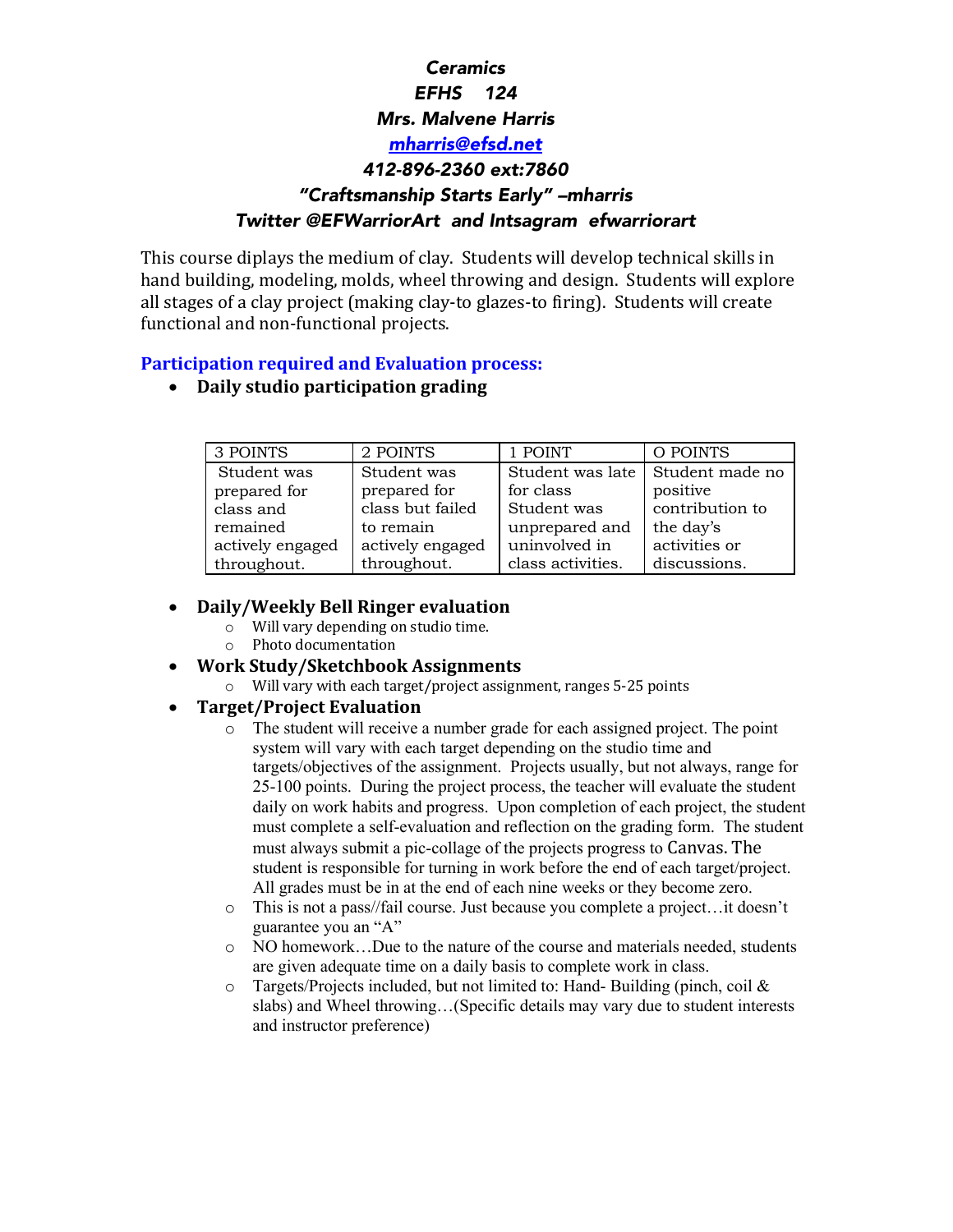# *Ceramics*

***EFHS 124***

***Mrs. Malvene Harris***

***[mharris@efsd.net](mailto:mharris@efsd.net)***

***412-896-2360 ext:7860***

***"Craftsmanship Starts Early" –mharris***

***Twitter @EFWarriorArt and Intsagram efwarriorart***

This course diplays the medium of clay. Students will develop technical skills in hand building, modeling, molds, wheel throwing and design. Students will explore all stages of a clay project (making clay-to glazes-to firing). Students will create functional and non-functional projects.

## Participation required and Evaluation process:

- **Daily studio participation grading**

| 3 POINTS | 2 POINTS | 1 POINT | O POINTS |
|---|---|---|---|
| Student was prepared for class and remained actively engaged throughout. | Student was prepared for class but failed to remain actively engaged throughout. | Student was late for class Student was unprepared and uninvolved in class activities. | Student made no positive contribution to the day's activities or discussions. |

- **Daily/Weekly Bell Ringer evaluation**
  - Will vary depending on studio time.
  - Photo documentation
- **Work Study/Sketchbook Assignments**
  - Will vary with each target/project assignment, ranges 5-25 points
- **Target/Project Evaluation**
  - The student will receive a number grade for each assigned project. The point system will vary with each target depending on the studio time and targets/objectives of the assignment. Projects usually, but not always, range for 25-100 points. During the project process, the teacher will evaluate the student daily on work habits and progress. Upon completion of each project, the student must complete a self-evaluation and reflection on the grading form. The student must always submit a pic-collage of the projects progress to Canvas. The student is responsible for turning in work before the end of each target/project. All grades must be in at the end of each nine weeks or they become zero.
  - This is not a pass//fail course. Just because you complete a project…it doesn't guarantee you an "A"
  - NO homework…Due to the nature of the course and materials needed, students are given adequate time on a daily basis to complete work in class.
  - Targets/Projects included, but not limited to: Hand- Building (pinch, coil & slabs) and Wheel throwing…(Specific details may vary due to student interests and instructor preference)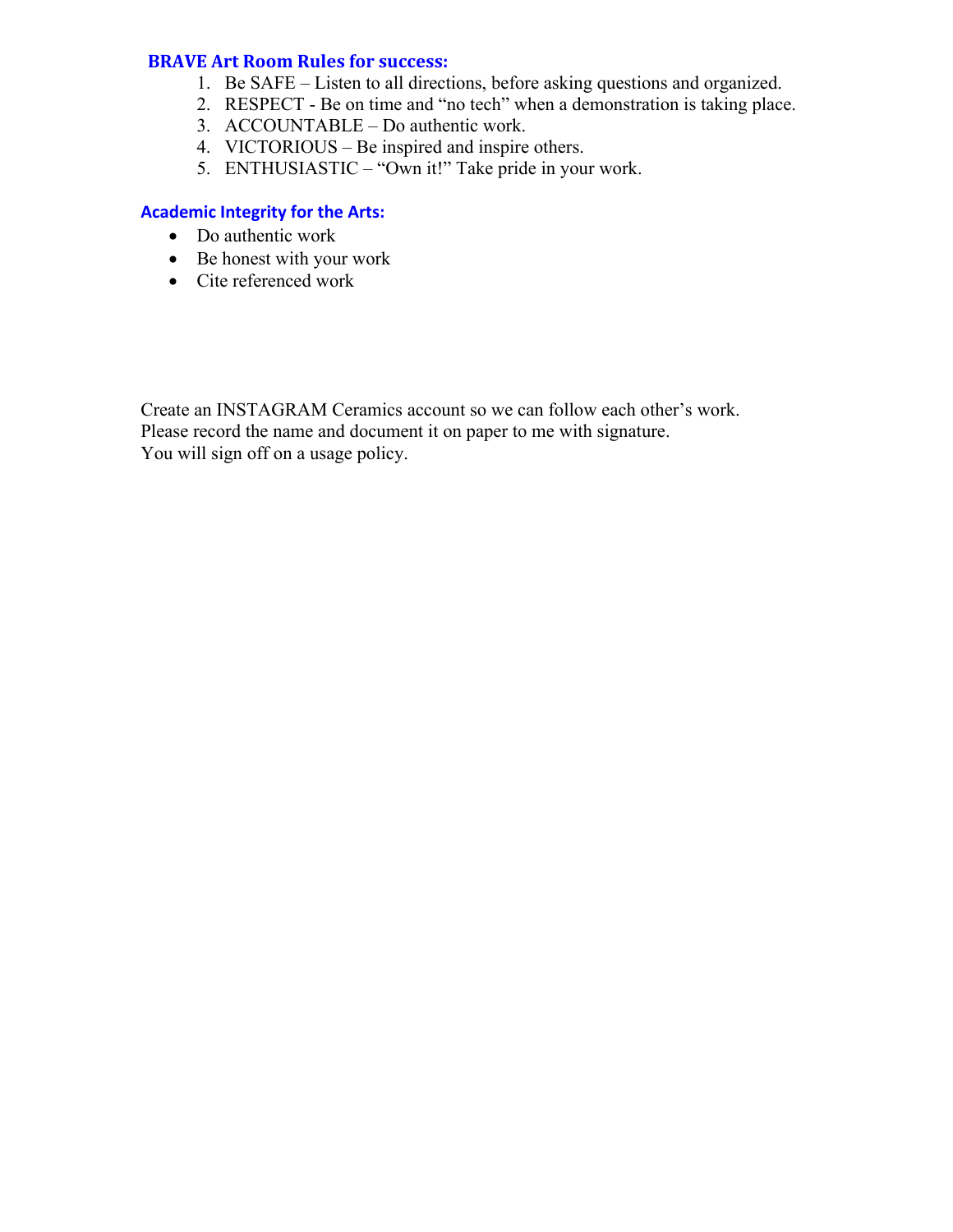## BRAVE Art Room Rules for success:

1. Be SAFE – Listen to all directions, before asking questions and organized.
2. RESPECT - Be on time and "no tech" when a demonstration is taking place.
3. ACCOUNTABLE – Do authentic work.
4. VICTORIOUS – Be inspired and inspire others.
5. ENTHUSIASTIC – "Own it!" Take pride in your work.

## Academic Integrity for the Arts:

- Do authentic work
- Be honest with your work
- Cite referenced work

Create an INSTAGRAM Ceramics account so we can follow each other's work.
Please record the name and document it on paper to me with signature.
You will sign off on a usage policy.